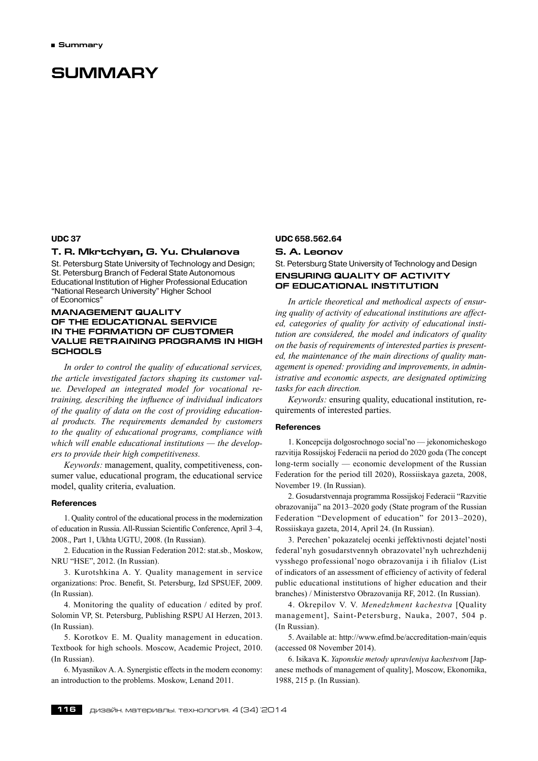# SUMMARY

**UDC 37**

## T. R. Mkrtchyan, G. Yu. Chulanova

St. Petersburg State University of Technology and Design; St. Petersburg Branch of Federal State Autonomous Educational Institution of Higher Professional Education "National Research University" Higher School of Economics"

### MANAGEMENT QUALITY OF THE EDUCATIONAL SERVICE IN THE FORMATION OF CUSTOMER VALUE RETRAINING PROGRAMS IN HIGH SCHOOLS

*In order to control the quality of educational services, the article investigated factors shaping its customer value. Developed an integrated model for vocational retraining, describing the influence of individual indicators of the quality of data on the cost of providing educational products. The requirements demanded by customers to the quality of educational programs, compliance with which will enable educational institutions — the developers to provide their high competitiveness.*

*Keywords:* management, quality, competitiveness, consumer value, educational program, the educational service model, quality criteria, evaluation.

#### References

1. Quality control of the educational process in the modernization of education in Russia. All-Russian Scientific Conference, April 3–4, 2008., Part 1, Ukhta UGTU, 2008. (In Russian).

2. Education in the Russian Federation 2012: stat.sb., Moskow, NRU "HSE", 2012. (In Russian).

3. Kurotshkina A. Y. Quality management in service organizations: Proc. Benefit, St. Petersburg, Izd SPSUEF, 2009. (In Russian).

4. Monitoring the quality of education / edited by prof. Solomin VP, St. Petersburg, Publishing RSPU AI Herzen, 2013. (In Russian).

5. Korotkov E. M. Quality management in education. Textbook for high schools. Moscow, Academic Project, 2010. (In Russian).

6. Myasnikov A. A. Synergistic effects in the modern economy: an introduction to the problems. Moskow, Lenand 2011.

**UDC 658.562.64**

## S. A. Leonov

St. Petersburg State University of Technology and Design

### ENSURING QUALITY OF ACTIVITY OF EDUCATIONAL INSTITUTION

*In article theoretical and methodical aspects of ensuring quality of activity of educational institutions are affected, categories of quality for activity of educational institution are considered, the model and indicators of quality on the basis of requirements of interested parties is presented, the maintenance of the main directions of quality management is opened: providing and improvements, in administrative and economic aspects, are designated optimizing tasks for each direction.*

*Keywords:* ensuring quality, educational institution, requirements of interested parties.

#### References

1. Koncepcija dolgosrochnogo social'no — jekonomicheskogo razvitija Rossijskoj Federacii na period do 2020 goda (The concept long-term socially — economic development of the Russian Federation for the period till 2020), Rossiiskaya gazeta, 2008, November 19. (In Russian).

2. Gosudarstvennaja programma Rossijskoj Federacii "Razvitie obrazovanija" na 2013–2020 gody (State program of the Russian Federation "Development of education" for 2013–2020), Rossiiskaya gazeta, 2014, April 24. (In Russian).

3. Perechen' pokazatelej ocenki jeffektivnosti dejatel'nosti federal'nyh gosudarstvennyh obrazovatel'nyh uchrezhdenij vysshego professional'nogo obrazovanija i ih filialov (List of indicators of an assessment of efficiency of activity of federal public educational institutions of higher education and their branches) / Ministerstvo Obrazovanija RF, 2012. (In Russian).

4. Okrepilov V. V. *Menedzhment kachestva* [Quality management], Saint-Petersburg, Nauka, 2007, 504 p. (In Russian).

5. Available at: http://www.efmd.be/accreditation-main/equis (accessed 08 November 2014).

6. Isikava K. *Yaponskie metody upravleniya kachestvom* [Japanese methods of management of quality], Moscow, Ekonomika, 1988, 215 p. (In Russian).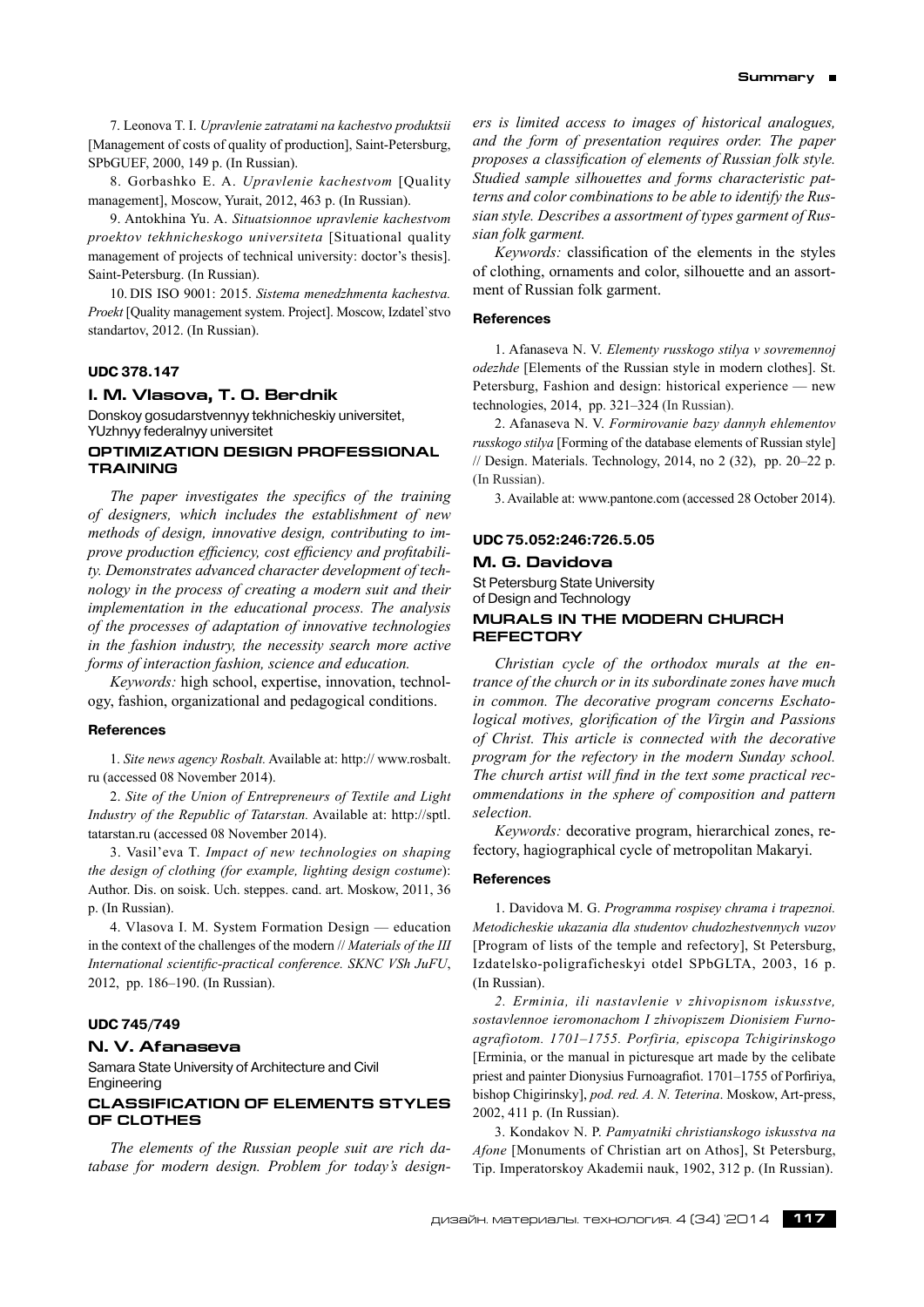7. Leonova T. I. *Upravlenie zatratami na kachestvo produktsii* [Management of costs of quality of production], Saint-Petersburg, SPbGUEF, 2000, 149 p. (In Russian).

8. Gorbashko E. A. *Upravlenie kachestvom* [Quality management], Moscow, Yurait, 2012, 463 p. (In Russian).

9. Antokhina Yu. A. *Situatsionnoe upravlenie kachestvom proektov tekhnicheskogo universiteta* [Situational quality management of projects of technical university: doctor's thesis]. Saint-Petersburg. (In Russian).

10. DIS ISO 9001: 2015. *Sistema menedzhmenta kachestva. Proekt* [Quality management system. Project]. Moscow, Izdatel`stvo standartov, 2012. (In Russian).

**UDC 378.147**

### I. M. Vlasova, T. O. Berdnik

Donskoy gosudarstvennyy tekhnicheskiy universitet, YUzhnyy federalnyy universitet

## OPTIMIZATION DESIGN PROFESSIONAL TRAINING

*The paper investigates the specifics of the training of designers, which includes the establishment of new methods of design, innovative design, contributing to improve production efficiency, cost efficiency and profitability. Demonstrates advanced character development of technology in the process of creating a modern suit and their implementation in the educational process. The analysis of the processes of adaptation of innovative technologies in the fashion industry, the necessity search more active forms of interaction fashion, science and education.*

*Keywords:* high school, expertise, innovation, technology, fashion, organizational and pedagogical conditions.

#### References

1. *Site news agency Rosbalt.* Available at: http:// www.rosbalt.ru (accessed 08 November 2014).

2. *Site of the Union of Entrepreneurs of Textile and Light Industry of the Republic of Tatarstan.* Available at: http://sptl.tatarstan.ru (accessed 08 November 2014).

3. Vasil'eva T. *Impact of new technologies on shaping the design of clothing (for example, lighting design costume)*: Author. Dis. on soisk. Uch. steppes. cand. art. Moskow, 2011, 36 p. (In Russian).

4. Vlasova I. M. System Formation Design — education in the context of the challenges of the modern // *Materials of the III International scientific-practical conference. SKNC VSh JuFU*, 2012, pp. 186–190. (In Russian).

**UDC 745/749**

### N. V. Afanaseva

Samara State University of Architecture and Civil Engineering

## CLASSIFICATION OF ELEMENTS STYLES OF CLOTHES

*The elements of the Russian people suit are rich database for modern design. Problem for today's designers is limited access to images of historical analogues, and the form of presentation requires order. The paper proposes a classification of elements of Russian folk style. Studied sample silhouettes and forms characteristic patterns and color combinations to be able to identify the Russian style. Describes a assortment of types garment of Russian folk garment.*

*Keywords:* classification of the elements in the styles of clothing, ornaments and color, silhouette and an assortment of Russian folk garment.

#### References

1. Afanaseva N. V. *Elementy russkogo stilya v sovremennoj odezhde* [Elements of the Russian style in modern clothes]. St. Petersburg, Fashion and design: historical experience — new technologies, 2014, pp. 321–324 (In Russian).

2. Afanaseva N. V. *Formirovanie bazy dannyh ehlementov russkogo stilya* [Forming of the database elements of Russian style] // Design. Materials. Technology, 2014, no 2 (32), pp. 20–22 p. (In Russian).

3. Available at: www.pantone.com (accessed 28 October 2014).

**UDC 75.052:246:726.5.05**

### M. G. Davidova

St Petersburg State University of Design and Technology

## MURALS IN THE MODERN CHURCH REFECTORY

*Christian cycle of the orthodox murals at the entrance of the church or in its subordinate zones have much in common. The decorative program concerns Eschatological motives, glorification of the Virgin and Passions of Christ. This article is connected with the decorative program for the refectory in the modern Sunday school. The church artist will find in the text some practical recommendations in the sphere of composition and pattern selection.*

*Keywords:* decorative program, hierarchical zones, refectory, hagiographical cycle of metropolitan Makaryi.

#### References

1. Davidova M. G. *Programma rospisey chrama i trapeznoi. Metodicheskie ukazania dla studentov chudozhestvennych vuzov* [Program of lists of the temple and refectory], St Petersburg, Izdatelsko-poligraficheskyi otdel SPbGLTA, 2003, 16 p. (In Russian).

*2. Erminia, ili nastavlenie v zhivopisnom iskusstve, sostavlennoe ieromonachom I zhivopiszem Dionisiem Furnoagrafiotom. 1701–1755. Porfiria, episcopa Tchigirinskogo* [Erminia, or the manual in picturesque art made by the celibate priest and painter Dionysius Furnoagrafiot. 1701–1755 of Porfiriya, bishop Chigirinsky], *pod. red. A. N. Teterina*. Moskow, Art-press, 2002, 411 p. (In Russian).

3. Kondakov N. P. *Pamyatniki christianskogo iskusstva na Afone* [Monuments of Christian art on Athos], St Petersburg, Tip. Imperatorskoy Akademii nauk, 1902, 312 p. (In Russian).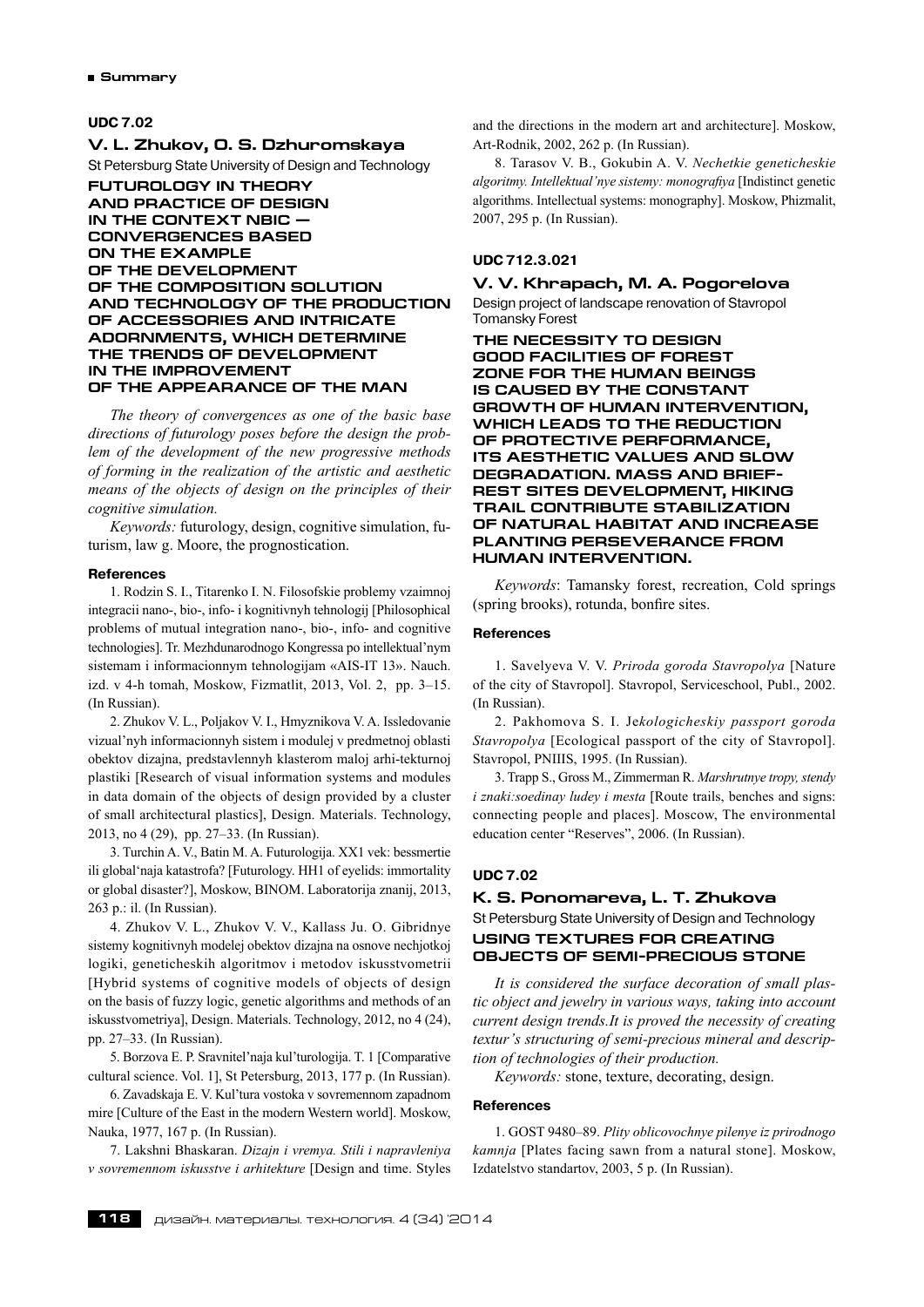## UDC 7.02

### V. L. Zhukov, O. S. Dzhuromskaya

St Petersburg State University of Design and Technology

### FUTUROLOGY IN THEORY AND PRACTICE OF DESIGN IN THE CONTEXT NBIC — CONVERGENCES BASED ON THE EXAMPLE OF THE DEVELOPMENT OF THE COMPOSITION SOLUTION AND TECHNOLOGY OF THE PRODUCTION OF ACCESSORIES AND INTRICATE ADORNMENTS, WHICH DETERMINE THE TRENDS OF DEVELOPMENT IN THE IMPROVEMENT OF THE APPEARANCE OF THE MAN

*The theory of convergences as one of the basic base directions of futurology poses before the design the problem of the development of the new progressive methods of forming in the realization of the artistic and aesthetic means of the objects of design on the principles of their cognitive simulation.*

*Keywords:* futurology, design, cognitive simulation, futurism, law g. Moore, the prognostication.

#### References

1. Rodzin S. I., Titarenko I. N. Filosofskie problemy vzaimnoj integracii nano-, bio-, info- i kognitivnyh tehnologij [Philosophical problems of mutual integration nano-, bio-, info- and cognitive technologies]. Tr. Mezhdunarodnogo Kongressa po intellektual'nym sistemam i informacionnym tehnologijam «AIS-IT 13». Nauch. izd. v 4-h tomah, Moskow, Fizmatlit, 2013, Vol. 2, pp. 3–15. (In Russian).

2. Zhukov V. L., Poljakov V. I., Hmyznikova V. A. Issledovanie vizual'nyh informacionnyh sistem i modulej v predmetnoj oblasti obektov dizajna, predstavlennyh klasterom maloj arhi-tekturnoj plastiki [Research of visual information systems and modules in data domain of the objects of design provided by a cluster of small architectural plastics], Design. Materials. Technology, 2013, no 4 (29), pp. 27–33. (In Russian).

3. Turchin A. V., Batin M. A. Futurologija. XX1 vek: bessmertie ili global'naja katastrofa? [Futurology. HH1 of eyelids: immortality or global disaster?], Moskow, BINOM. Laboratorija znanij, 2013, 263 p.: il. (In Russian).

4. Zhukov V. L., Zhukov V. V., Kallass Ju. O. Gibridnye sistemy kognitivnyh modelej obektov dizajna na osnove nechjotkoj logiki, geneticheskih algoritmov i metodov iskusstvometrii [Hybrid systems of cognitive models of objects of design on the basis of fuzzy logic, genetic algorithms and methods of an iskusstvometriya], Design. Materials. Technology, 2012, no 4 (24), pp. 27–33. (In Russian).

5. Borzova E. P. Sravnitel'naja kul'turologija. T. 1 [Comparative cultural science. Vol. 1], St Petersburg, 2013, 177 p. (In Russian).

6. Zavadskaja E. V. Kul'tura vostoka v sovremennom zapadnom mire [Culture of the East in the modern Western world]. Moskow, Nauka, 1977, 167 p. (In Russian).

7. Lakshni Bhaskaran. *Dizajn i vremya. Stili i napravleniya v sovremennom iskusstve i arhitekture* [Design and time. Styles and the directions in the modern art and architecture]. Moskow, Art-Rodnik, 2002, 262 p. (In Russian).

8. Tarasov V. B., Gokubin A. V. *Nechetkie geneticheskie algoritmy. Intellektual'nye sistemy: monografiya* [Indistinct genetic algorithms. Intellectual systems: monography]. Moskow, Phizmalit, 2007, 295 p. (In Russian).

## UDC 712.3.021

### V. V. Khrapach, M. A. Pogorelova

Design project of landscape renovation of Stavropol Tomansky Forest

### THE NECESSITY TO DESIGN GOOD FACILITIES OF FOREST ZONE FOR THE HUMAN BEINGS IS CAUSED BY THE CONSTANT GROWTH OF HUMAN INTERVENTION, WHICH LEADS TO THE REDUCTION OF PROTECTIVE PERFORMANCE, ITS AESTHETIC VALUES AND SLOW DEGRADATION. MASS AND BRIEF-REST SITES DEVELOPMENT, HIKING TRAIL CONTRIBUTE STABILIZATION OF NATURAL HABITAT AND INCREASE PLANTING PERSEVERANCE FROM HUMAN INTERVENTION.

*Keywords*: Tamansky forest, recreation, Cold springs (spring brooks), rotunda, bonfire sites.

#### References

1. Savelyeva V. V. *Priroda goroda Stavropolya* [Nature of the city of Stavropol]. Stavropol, Serviceschool, Publ., 2002. (In Russian).

2. Pakhomova S. I. Je*kologicheskiy passport goroda Stavropolya* [Ecological passport of the city of Stavropol]. Stavropol, PNIIIS, 1995. (In Russian).

3. Trapp S., Gross M., Zimmerman R. *Marshrutnye tropy, stendy i znaki:soedinay ludey i mesta* [Route trails, benches and signs: connecting people and places]. Moscow, The environmental education center "Reserves", 2006. (In Russian).

## UDC 7.02

### K. S. Ponomareva, L. T. Zhukova

St Petersburg State University of Design and Technology

### USING TEXTURES FOR CREATING OBJECTS OF SEMI-PRECIOUS STONE

*It is considered the surface decoration of small plastic object and jewelry in various ways, taking into account current design trends.It is proved the necessity of creating textur's structuring of semi-precious mineral and description of technologies of their production.*

*Keywords:* stone, texture, decorating, design.

#### References

1. GOST 9480–89. *Plity oblicovochnye pilenye iz prirodnogo kamnja* [Plates facing sawn from a natural stone]. Moskow, Izdatelstvo standartov, 2003, 5 p. (In Russian).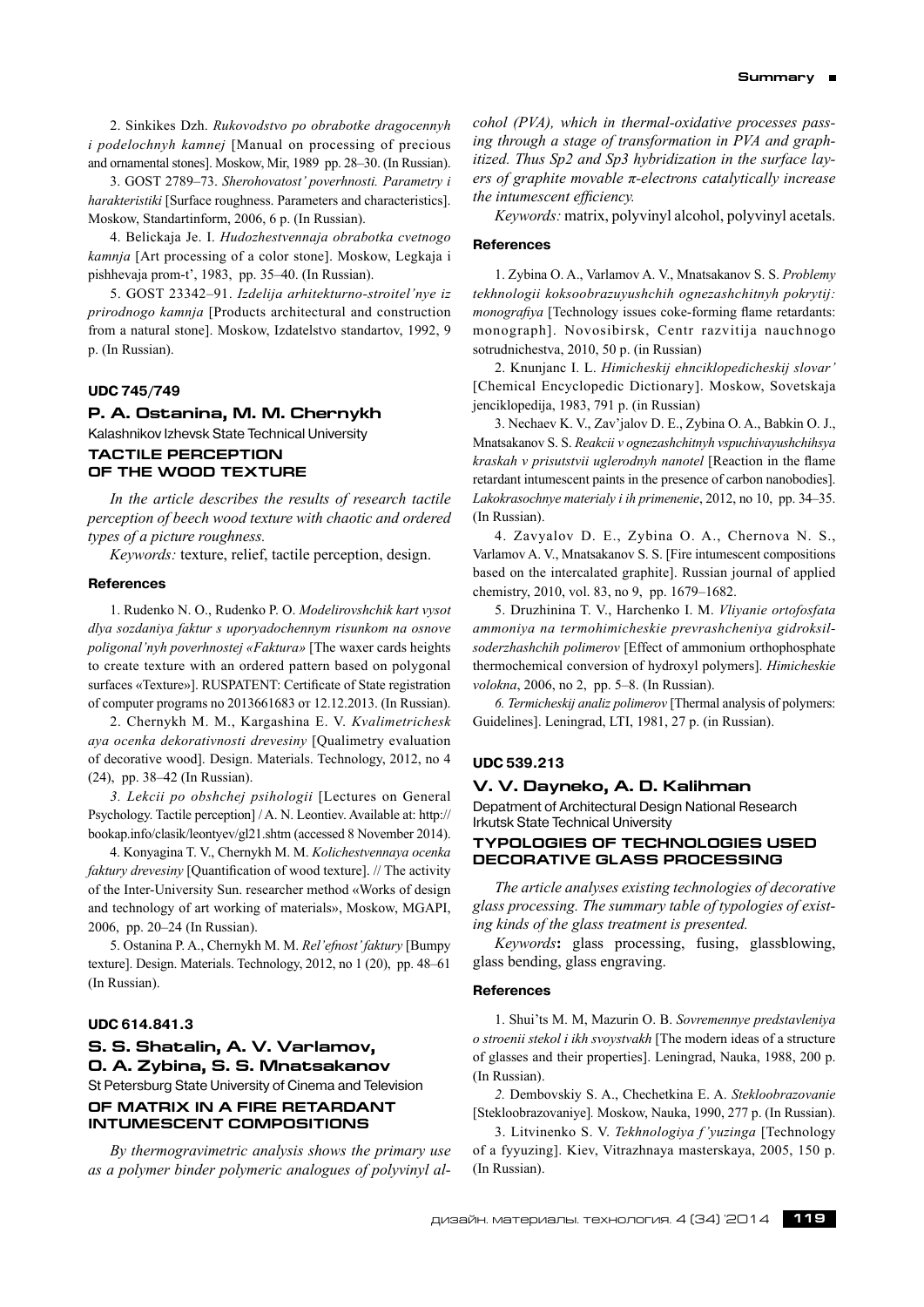2. Sinkikes Dzh. *Rukovodstvo po obrabotke dragocennyh i podelochnyh kamnej* [Manual on processing of precious and ornamental stones]. Moskow, Mir, 1989 pp. 28–30. (In Russian).

3. GOST 2789–73. *Sherohovatost' poverhnosti. Parametry i harakteristiki* [Surface roughness. Parameters and characteristics]. Moskow, Standartinform, 2006, 6 p. (In Russian).

4. Belickaja Je. I. *Hudozhestvennaja obrabotka cvetnogo kamnja* [Art processing of a color stone]. Moskow, Legkaja i pishhevaja prom-t', 1983, pp. 35–40. (In Russian).

5. GOST 23342–91. *Izdelija arhitekturno-stroitel'nye iz prirodnogo kamnja* [Products architectural and construction from a natural stone]. Moskow, Izdatelstvo standartov, 1992, 9 p. (In Russian).

#### UDC 745/749

## P. A. Ostanina, M. M. Chernykh

Kalashnikov Izhevsk State Technical University

### TACTILE PERCEPTION OF THE WOOD TEXTURE

*In the article describes the results of research tactile perception of beech wood texture with chaotic and ordered types of a picture roughness.*

*Keywords:* texture, relief, tactile perception, design.

#### References

1. Rudenko N. O., Rudenko P. O. *Modelirovshchik kart vysot dlya sozdaniya faktur s uporyadochennym risunkom na osnove poligonal'nyh poverhnostej «Faktura»* [The waxer cards heights to create texture with an ordered pattern based on polygonal surfaces «Texture»]. RUSPATENT: Certificate of State registration of computer programs no 2013661683 от 12.12.2013. (In Russian).

2. Chernykh M. M., Kargashina E. V. *Kvalimetrichesk aya ocenka dekorativnosti drevesiny* [Qualimetry evaluation of decorative wood]. Design. Materials. Technology, 2012, no 4 (24), pp. 38–42 (In Russian).

*3. Lekcii po obshchej psihologii* [Lectures on General Psychology. Tactile perception] / A. N. Leontiev. Available at: http://bookap.info/clasik/leontyev/gl21.shtm (accessed 8 November 2014).

4. Konyagina T. V., Chernykh M. M. *Kolichestvennaya ocenka faktury drevesiny* [Quantification of wood texture]. // The activity of the Inter-University Sun. researcher method «Works of design and technology of art working of materials», Moskow, MGAPI, 2006, pp. 20–24 (In Russian).

5. Ostanina P. A., Chernykh M. M. *Rel'efnost' faktury* [Bumpy texture]. Design. Materials. Technology, 2012, no 1 (20), pp. 48–61 (In Russian).

#### UDC 614.841.3

## S. S. Shatalin, A. V. Varlamov, O. A. Zybina, S. S. Mnatsakanov

St Petersburg State University of Cinema and Television

### OF MATRIX IN A FIRE RETARDANT INTUMESCENT COMPOSITIONS

*By thermogravimetric analysis shows the primary use as a polymer binder polymeric analogues of polyvinyl alcohol (PVA), which in thermal-oxidative processes passing through a stage of transformation in PVA and graphitized. Thus Sp2 and Sp3 hybridization in the surface layers of graphite movable π-electrons catalytically increase the intumescent efficiency.*

*Keywords:* matrix, polyvinyl alcohol, polyvinyl acetals.

#### References

1. Zybina O. A., Varlamov A. V., Mnatsakanov S. S. *Problemy tekhnologii koksoobrazuyushchih ognezashchitnyh pokrytij: monografiya* [Technology issues coke-forming flame retardants: monograph]. Novosibirsk, Centr razvitija nauchnogo sotrudnichestva, 2010, 50 p. (in Russian)

2. Knunjanc I. L. *Himicheskij ehnciklopedicheskij slovar'* [Chemical Encyclopedic Dictionary]. Moskow, Sovetskaja jenciklopedija, 1983, 791 p. (in Russian)

3. Nechaev K. V., Zav'jalov D. E., Zybina O. A., Babkin O. J., Mnatsakanov S. S. *Reakcii v ognezashchitnyh vspuchivayushchihsya kraskah v prisutstvii uglerodnyh nanotel* [Reaction in the flame retardant intumescent paints in the presence of carbon nanobodies]. *Lakokrasochnye materialy i ih primenenie*, 2012, no 10, pp. 34–35. (In Russian).

4. Zavyalov D. E., Zybina O. A., Chernova N. S., Varlamov A. V., Mnatsakanov S. S. [Fire intumescent compositions based on the intercalated graphite]. Russian journal of applied chemistry, 2010, vol. 83, no 9, pp. 1679–1682.

5. Druzhinina T. V., Harchenko I. M. *Vliyanie ortofosfata ammoniya na termohimicheskie prevrashcheniya gidroksil-soderzhashchih polimerov* [Effect of ammonium orthophosphate thermochemical conversion of hydroxyl polymers]. *Himicheskie volokna*, 2006, no 2, pp. 5–8. (In Russian).

*6. Termicheskij analiz polimerov* [Thermal analysis of polymers: Guidelines]. Leningrad, LTI, 1981, 27 p. (in Russian).

#### UDC 539.213

## V. V. Dayneko, A. D. Kalihman

Depatment of Architectural Design National Research Irkutsk State Technical University

### TYPOLOGIES OF TECHNOLOGIES USED DECORATIVE GLASS PROCESSING

*The article analyses existing technologies of decorative glass processing. The summary table of typologies of existing kinds of the glass treatment is presented.*

*Keywords***:** glass processing, fusing, glassblowing, glass bending, glass engraving.

#### References

1. Shui'ts M. M, Mazurin O. B. *Sovremennye predstavleniya o stroenii stekol i ikh svoystvakh* [The modern ideas of a structure of glasses and their properties]. Leningrad, Nauka, 1988, 200 p. (In Russian).

*2.* Dembovskiy S. A., Chechetkina E. A. *Stekloobrazovanie* [Stekloobrazovaniye]*.* Moskow, Nauka, 1990, 277 p. (In Russian).

3. Litvinenko S. V. *Tekhnologiya f'yuzinga* [Technology of a fyyuzing]. Kiev, Vitrazhnaya masterskaya, 2005, 150 p. (In Russian).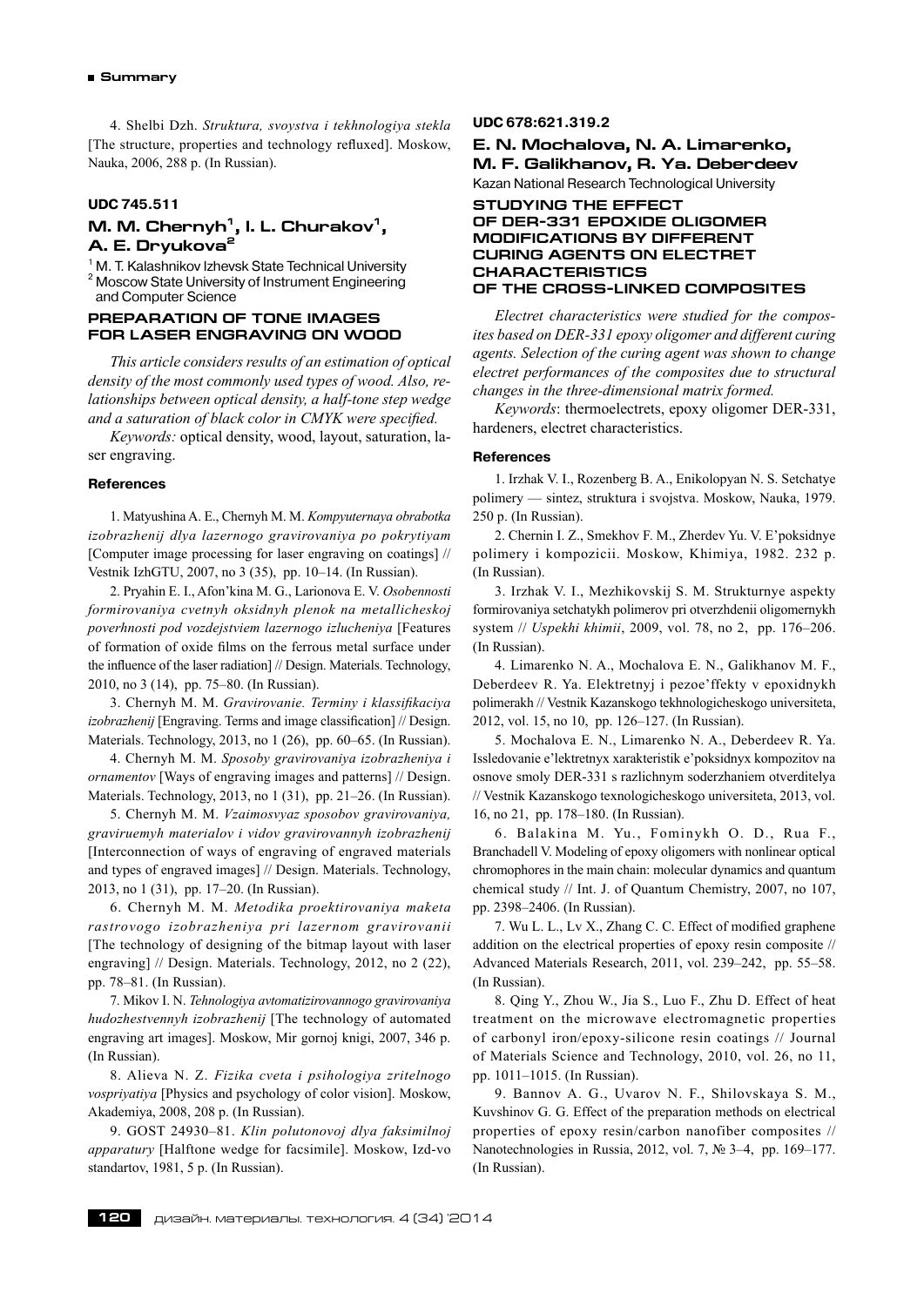4. Shelbi Dzh. *Struktura, svoystva i tekhnologiya stekla* [The structure, properties and technology refluxed]. Moskow, Nauka, 2006, 288 p. (In Russian).

**UDC 745.511**

## M. M. Chernyh[1], I. L. Churakov[1], A. E. Dryukova[2]

[1] M. T. Kalashnikov Izhevsk State Technical University
[2] Moscow State University of Instrument Engineering and Computer Science

### PREPARATION OF TONE IMAGES FOR LASER ENGRAVING ON WOOD

*This article considers results of an estimation of optical density of the most commonly used types of wood. Also, relationships between optical density, a half-tone step wedge and a saturation of black color in CMYK were specified.*

*Keywords:* optical density, wood, layout, saturation, laser engraving.

#### References

1. Matyushina A. E., Chernyh M. M. *Kompyuternaya obrabotka izobrazhenij dlya lazernogo gravirovaniya po pokrytiyam* [Computer image processing for laser engraving on coatings] // Vestnik IzhGTU, 2007, no 3 (35), pp. 10–14. (In Russian).

2. Pryahin E. I., Afon'kina M. G., Larionova E. V. *Osobennosti formirovaniya cvetnyh oksidnyh plenok na metallicheskoj poverhnosti pod vozdejstviem lazernogo izlucheniya* [Features of formation of oxide films on the ferrous metal surface under the influence of the laser radiation] // Design. Materials. Technology, 2010, no 3 (14), pp. 75–80. (In Russian).

3. Chernyh M. M. *Gravirovanie. Terminy i klassifikaciya izobrazhenij* [Engraving. Terms and image classification] // Design. Materials. Technology, 2013, no 1 (26), pp. 60–65. (In Russian).

4. Chernyh M. M. *Sposoby gravirovaniya izobrazheniya i ornamentov* [Ways of engraving images and patterns] // Design. Materials. Technology, 2013, no 1 (31), pp. 21–26. (In Russian).

5. Chernyh M. M. *Vzaimosvyaz sposobov gravirovaniya, graviruemyh materialov i vidov gravirovannyh izobrazhenij* [Interconnection of ways of engraving of engraved materials and types of engraved images] // Design. Materials. Technology, 2013, no 1 (31), pp. 17–20. (In Russian).

6. Chernyh M. M. *Metodika proektirovaniya maketa rastrovogo izobrazheniya pri lazernom gravirovanii* [The technology of designing of the bitmap layout with laser engraving] // Design. Materials. Technology, 2012, no 2 (22), pp. 78–81. (In Russian).

7. Mikov I. N. *Tehnologiya avtomatizirovannogo gravirovaniya hudozhestvennyh izobrazhenij* [The technology of automated engraving art images]. Moskow, Mir gornoj knigi, 2007, 346 p. (In Russian).

8. Alieva N. Z. *Fizika cveta i psihologiya zritelnogo vospriyatiya* [Physics and psychology of color vision]. Moskow, Akademiya, 2008, 208 p. (In Russian).

9. GOST 24930–81. *Klin polutonovoj dlya faksimilnoj apparatury* [Halftone wedge for facsimile]. Moskow, Izd-vo standartov, 1981, 5 p. (In Russian).

**UDC 678:621.319.2**

## E. N. Mochalova, N. A. Limarenko, M. F. Galikhanov, R. Ya. Deberdeev

Kazan National Research Technological University

### STUDYING THE EFFECT OF DER-331 EPOXIDE OLIGOMER MODIFICATIONS BY DIFFERENT CURING AGENTS ON ELECTRET CHARACTERISTICS OF THE CROSS-LINKED COMPOSITES

*Electret characteristics were studied for the composites based on DER-331 epoxy oligomer and different curing agents. Selection of the curing agent was shown to change electret performances of the composites due to structural changes in the three-dimensional matrix formed.*

*Keywords*: thermoelectrets, epoxy oligomer DER-331, hardeners, electret characteristics.

#### References

1. Irzhak V. I., Rozenberg B. A., Enikolopyan N. S. Setchatye polimery — sintez, struktura i svojstva. Moskow, Nauka, 1979. 250 p. (In Russian).

2. Chernin I. Z., Smekhov F. M., Zherdev Yu. V. E'poksidnye polimery i kompozicii. Moskow, Khimiya, 1982. 232 p. (In Russian).

3. Irzhak V. I., Mezhikovskij S. M. Strukturnye aspekty formirovaniya setchatykh polimerov pri otverzhdenii oligomernykh system // *Uspekhi khimii*, 2009, vol. 78, no 2, pp. 176–206. (In Russian).

4. Limarenko N. A., Mochalova E. N., Galikhanov M. F., Deberdeev R. Ya. Elektretnyj i pezoe'ffekty v epoxidnykh polimerakh // Vestnik Kazanskogo tekhnologicheskogo universiteta, 2012, vol. 15, no 10, pp. 126–127. (In Russian).

5. Mochalova E. N., Limarenko N. A., Deberdeev R. Ya. Issledovanie e'lektretnyx xarakteristik e'poksidnyx kompozitov na osnove smoly DER-331 s razlichnym soderzhaniem otverditelya // Vestnik Kazanskogo texnologicheskogo universiteta, 2013, vol. 16, no 21, pp. 178–180. (In Russian).

6. Balakina M. Yu., Fominykh O. D., Rua F., Branchadell V. Modeling of epoxy oligomers with nonlinear optical chromophores in the main chain: molecular dynamics and quantum chemical study // Int. J. of Quantum Chemistry, 2007, no 107, pp. 2398–2406. (In Russian).

7. Wu L. L., Lv X., Zhang C. C. Effect of modified graphene addition on the electrical properties of epoxy resin composite // Advanced Materials Research, 2011, vol. 239–242, pp. 55–58. (In Russian).

8. Qing Y., Zhou W., Jia S., Luo F., Zhu D. Effect of heat treatment on the microwave electromagnetic properties of carbonyl iron/epoxy-silicone resin coatings // Journal of Materials Science and Technology, 2010, vol. 26, no 11, pp. 1011–1015. (In Russian).

9. Bannov A. G., Uvarov N. F., Shilovskaya S. M., Kuvshinov G. G. Effect of the preparation methods on electrical properties of epoxy resin/carbon nanofiber composites // Nanotechnologies in Russia, 2012, vol. 7, № 3–4, pp. 169–177. (In Russian).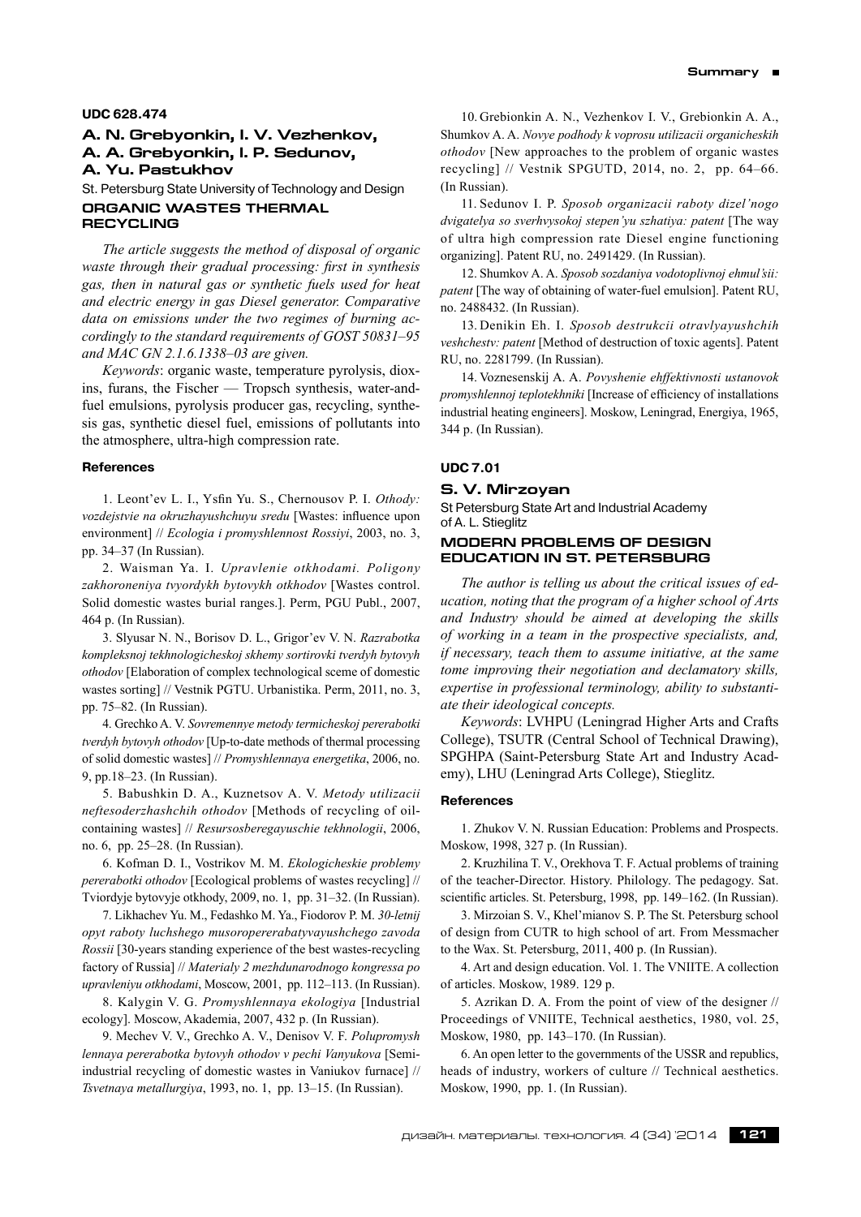**UDC 628.474**

### A. N. Grebyonkin, I. V. Vezhenkov, A. A. Grebyonkin, I. P. Sedunov, A. Yu. Pastukhov

St. Petersburg State University of Technology and Design

## ORGANIC WASTES THERMAL RECYCLING

*The article suggests the method of disposal of organic waste through their gradual processing: first in synthesis gas, then in natural gas or synthetic fuels used for heat and electric energy in gas Diesel generator. Comparative data on emissions under the two regimes of burning accordingly to the standard requirements of GOST 50831–95 and MAC GN 2.1.6.1338–03 are given.*

*Keywords*: organic waste, temperature pyrolysis, dioxins, furans, the Fischer — Tropsch synthesis, water-and-fuel emulsions, pyrolysis producer gas, recycling, synthesis gas, synthetic diesel fuel, emissions of pollutants into the atmosphere, ultra-high compression rate.

#### References

1. Leont'ev L. I., Ysfin Yu. S., Chernousov P. I. *Othody: vozdejstvie na okruzhayushchuyu sredu* [Wastes: influence upon environment] // *Ecologia i promyshlennost Rossiyi*, 2003, no. 3, pp. 34–37 (In Russian).

2. Waisman Ya. I. *Upravlenie otkhodami. Poligony zakhoroneniya tvyordykh bytovykh otkhodov* [Wastes control. Solid domestic wastes burial ranges.]. Perm, PGU Publ., 2007, 464 p. (In Russian).

3. Slyusar N. N., Borisov D. L., Grigor'ev V. N. *Razrabotka kompleksnoj tekhnologicheskoj skhemy sortirovki tverdyh bytovyh othodov* [Elaboration of complex technological sceme of domestic wastes sorting] // Vestnik PGTU. Urbanistika. Perm, 2011, no. 3, pp. 75–82. (In Russian).

4. Grechko A. V. *Sovremennye metody termicheskoj pererabotki tverdyh bytovyh othodov* [Up-to-date methods of thermal processing of solid domestic wastes] // *Promyshlennaya energetika*, 2006, no. 9, pp.18–23. (In Russian).

5. Babushkin D. A., Kuznetsov A. V. *Metody utilizacii neftesoderzhashchih othodov* [Methods of recycling of oil-containing wastes] // *Resursosberegayuschie tekhnologii*, 2006, no. 6, pp. 25–28. (In Russian).

6. Kofman D. I., Vostrikov M. M. *Ekologicheskie problemy pererabotki othodov* [Ecological problems of wastes recycling] // Tviordyje bytovyje otkhody, 2009, no. 1, pp. 31–32. (In Russian).

7. Likhachev Yu. M., Fedashko M. Ya., Fiodorov P. M. *30-letnij opyt raboty luchshego musoropererabatyvayushchego zavoda Rossii* [30-years standing experience of the best wastes-recycling factory of Russia] // *Materialy 2 mezhdunarodnogo kongressa po upravleniyu otkhodami*, Moscow, 2001, pp. 112–113. (In Russian).

8. Kalygin V. G. *Promyshlennaya ekologiya* [Industrial ecology]. Moscow, Akademia, 2007, 432 p. (In Russian).

9. Mechev V. V., Grechko A. V., Denisov V. F. *Polupromysh lennaya pererabotka bytovyh othodov v pechi Vanyukova* [Semi-industrial recycling of domestic wastes in Vaniukov furnace] // *Tsvetnaya metallurgiya*, 1993, no. 1, pp. 13–15. (In Russian).

10. Grebionkin A. N., Vezhenkov I. V., Grebionkin A. A., Shumkov A. A. *Novye podhody k voprosu utilizacii organicheskih othodov* [New approaches to the problem of organic wastes recycling] // Vestnik SPGUTD, 2014, no. 2, pp. 64–66. (In Russian).

11. Sedunov I. P. *Sposob organizacii raboty dizel'nogo dvigatelya so sverhvysokoj stepen'yu szhatiya: patent* [The way of ultra high compression rate Diesel engine functioning organizing]. Patent RU, no. 2491429. (In Russian).

12. Shumkov A. A. *Sposob sozdaniya vodotoplivnoj ehmul'sii: patent* [The way of obtaining of water-fuel emulsion]. Patent RU, no. 2488432. (In Russian).

13. Denikin Eh. I. *Sposob destrukcii otravlyayushchih veshchestv: patent* [Method of destruction of toxic agents]. Patent RU, no. 2281799. (In Russian).

14. Voznesenskij A. A. *Povyshenie ehffektivnosti ustanovok promyshlennoj teplotekhniki* [Increase of efficiency of installations industrial heating engineers]. Moskow, Leningrad, Energiya, 1965, 344 p. (In Russian).

**UDC 7.01**

### S. V. Mirzoyan

St Petersburg State Art and Industrial Academy of A. L. Stieglitz

## MODERN PROBLEMS OF DESIGN EDUCATION IN ST. PETERSBURG

*The author is telling us about the critical issues of education, noting that the program of a higher school of Arts and Industry should be aimed at developing the skills of working in a team in the prospective specialists, and, if necessary, teach them to assume initiative, at the same tome improving their negotiation and declamatory skills, expertise in professional terminology, ability to substantiate their ideological concepts.*

*Keywords*: LVHPU (Leningrad Higher Arts and Crafts College), TSUTR (Central School of Technical Drawing), SPGHPA (Saint-Petersburg State Art and Industry Academy), LHU (Leningrad Arts College), Stieglitz.

#### References

1. Zhukov V. N. Russian Education: Problems and Prospects. Moskow, 1998, 327 p. (In Russian).

2. Kruzhilina T. V., Orekhova T. F. Actual problems of training of the teacher-Director. History. Philology. The pedagogy. Sat. scientific articles. St. Petersburg, 1998, pp. 149–162. (In Russian).

3. Mirzoian S. V., Khel'mianov S. P. The St. Petersburg school of design from CUTR to high school of art. From Messmacher to the Wax. St. Petersburg, 2011, 400 p. (In Russian).

4. Art and design education. Vol. 1. The VNIITE. A collection of articles. Moskow, 1989. 129 p.

5. Azrikan D. A. From the point of view of the designer // Proceedings of VNIITE, Technical aesthetics, 1980, vol. 25, Moskow, 1980, pp. 143–170. (In Russian).

6. An open letter to the governments of the USSR and republics, heads of industry, workers of culture // Technical aesthetics. Moskow, 1990, pp. 1. (In Russian).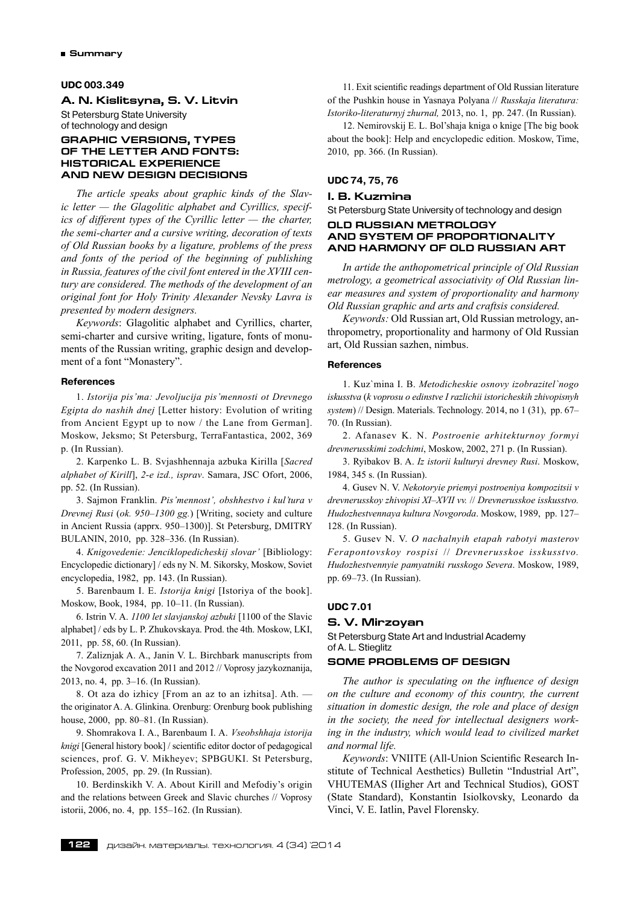## UDC 003.349

### A. N. Kislitsyna, S. V. Litvin

St Petersburg State University of technology and design

### GRAPHIC VERSIONS, TYPES OF THE LETTER AND FONTS: HISTORICAL EXPERIENCE AND NEW DESIGN DECISIONS

*The article speaks about graphic kinds of the Slavic letter — the Glagolitic alphabet and Cyrillics, specifics of different types of the Cyrillic letter — the charter, the semi-charter and a cursive writing, decoration of texts of Old Russian books by a ligature, problems of the press and fonts of the period of the beginning of publishing in Russia, features of the civil font entered in the XVIII century are considered. The methods of the development of an original font for Holy Trinity Alexander Nevsky Lavra is presented by modern designers.*

*Keywords*: Glagolitic alphabet and Cyrillics, charter, semi-charter and cursive writing, ligature, fonts of monuments of the Russian writing, graphic design and development of a font "Monastery".

#### References

1. *Istorija pis'ma: Jevoljucija pis'mennosti ot Drevnego Egipta do nashih dnej* [Letter history: Evolution of writing from Ancient Egypt up to now / the Lane from German]. Moskow, Jeksmo; St Petersburg, TerraFantastica, 2002, 369 p. (In Russian).

2. Karpenko L. B. Svjashhennaja azbuka Kirilla [*Sacred alphabet of Kirill*], *2-e izd., isprav*. Samara, JSC Ofort, 2006, pp. 52. (In Russian).

3. Sajmon Franklin. *Pis'mennost', obshhestvo i kul'tura v Drevnej Rusi* (*ok. 950–1300 gg.*) [Writing, society and culture in Ancient Russia (apprx. 950–1300)]. St Petersburg, DMITRY BULANIN, 2010, pp. 328–336. (In Russian).

4. *Knigovedenie: Jenciklopedicheskij slovar'* [Bibliology: Encyclopedic dictionary] / eds ny N. M. Sikorsky, Moskow, Soviet encyclopedia, 1982, pp. 143. (In Russian).

5. Barenbaum I. E. *Istorija knigi* [Istoriya of the book]. Moskow, Book, 1984, pp. 10–11. (In Russian).

6. Istrin V. A. *1100 let slavjanskoj azbuki* [1100 of the Slavic alphabet] / eds by L. P. Zhukovskaya. Prod. the 4th. Moskow, LKI, 2011, pp. 58, 60. (In Russian).

7. Zaliznjak A. A., Janin V. L. Birchbark manuscripts from the Novgorod excavation 2011 and 2012 // Voprosy jazykoznanija, 2013, no. 4, pp. 3–16. (In Russian).

8. Ot aza do izhicy [From an az to an izhitsa]. Ath. — the originator A. A. Glinkina. Orenburg: Orenburg book publishing house, 2000, pp. 80–81. (In Russian).

9. Shomrakova I. A., Barenbaum I. A. *Vseobshhaja istorija knigi* [General history book] / scientific editor doctor of pedagogical sciences, prof. G. V. Mikheyev; SPBGUKI. St Petersburg, Profession, 2005, pp. 29. (In Russian).

10. Berdinskikh V. A. About Kirill and Mefodiy's origin and the relations between Greek and Slavic churches // Voprosy istorii, 2006, no. 4, pp. 155–162. (In Russian).

11. Exit scientific readings department of Old Russian literature of the Pushkin house in Yasnaya Polyana // *Russkaja literatura: Istoriko-literaturnyj zhurnal,* 2013, no. 1, pp. 247. (In Russian).

12. Nemirovskij E. L. Bol'shaja kniga o knige [The big book about the book]: Help and encyclopedic edition. Moskow, Time, 2010, pp. 366. (In Russian).

## UDC 74, 75, 76

### I. B. Kuzmina

St Petersburg State University of technology and design

### OLD RUSSIAN METROLOGY AND SYSTEM OF PROPORTIONALITY AND HARMONY OF OLD RUSSIAN ART

*In artide the anthopometrical principle of Old Russian metrology, a geometrical associativity of Old Russian linear measures and system of proportionality and harmony Old Russian graphic and arts and craftsis considered.*

*Keywords:* Old Russian art, Old Russian metrology, anthropometry, proportionality and harmony of Old Russian art, Old Russian sazhen, nimbus.

#### References

1. Kuz`mina I. B. *Metodicheskie osnovy izobrazitel`nogo iskusstva* (*k voprosu o edinstve I razlichii istoricheskih zhivopisnyh system*) // Design. Materials. Technology. 2014, no 1 (31), pp. 67–70. (In Russian).

2. Afanasev K. N. *Postroenie arhitekturnoy formyi drevnerusskimi zodchimi*, Moskow, 2002, 271 p. (In Russian).

3. Ryibakov B. A. *Iz istorii kulturyi drevney Rusi*. Moskow, 1984, 345 s. (In Russian).

4. Gusev N. V. *Nekotoryie priemyi postroeniya kompozitsii v drevnerusskoy zhivopisi XI–XVII vv.* // *Drevnerusskoe isskusstvo. Hudozhestvennaya kultura Novgoroda*. Moskow, 1989, pp. 127–128. (In Russian).

5. Gusev N. V. *O nachalnyih etapah rabotyi masterov Ferapontovskoy rospisi* // *Drevnerusskoe isskusstvo. Hudozhestvennyie pamyatniki russkogo Severa*. Moskow, 1989, pp. 69–73. (In Russian).

## UDC 7.01

### S. V. Mirzoyan

St Petersburg State Art and Industrial Academy of A. L. Stieglitz

### SOME PROBLEMS OF DESIGN

*The author is speculating on the influence of design on the culture and economy of this country, the current situation in domestic design, the role and place of design in the society, the need for intellectual designers working in the industry, which would lead to civilized market and normal life.*

*Keywords*: VNIITE (All-Union Scientific Research Institute of Technical Aesthetics) Bulletin "Industrial Art", VHUTEMAS (IIigher Art and Technical Studios), GOST (State Standard), Konstantin Isiolkovsky, Leonardo da Vinci, V. E. Iatlin, Pavel Florensky.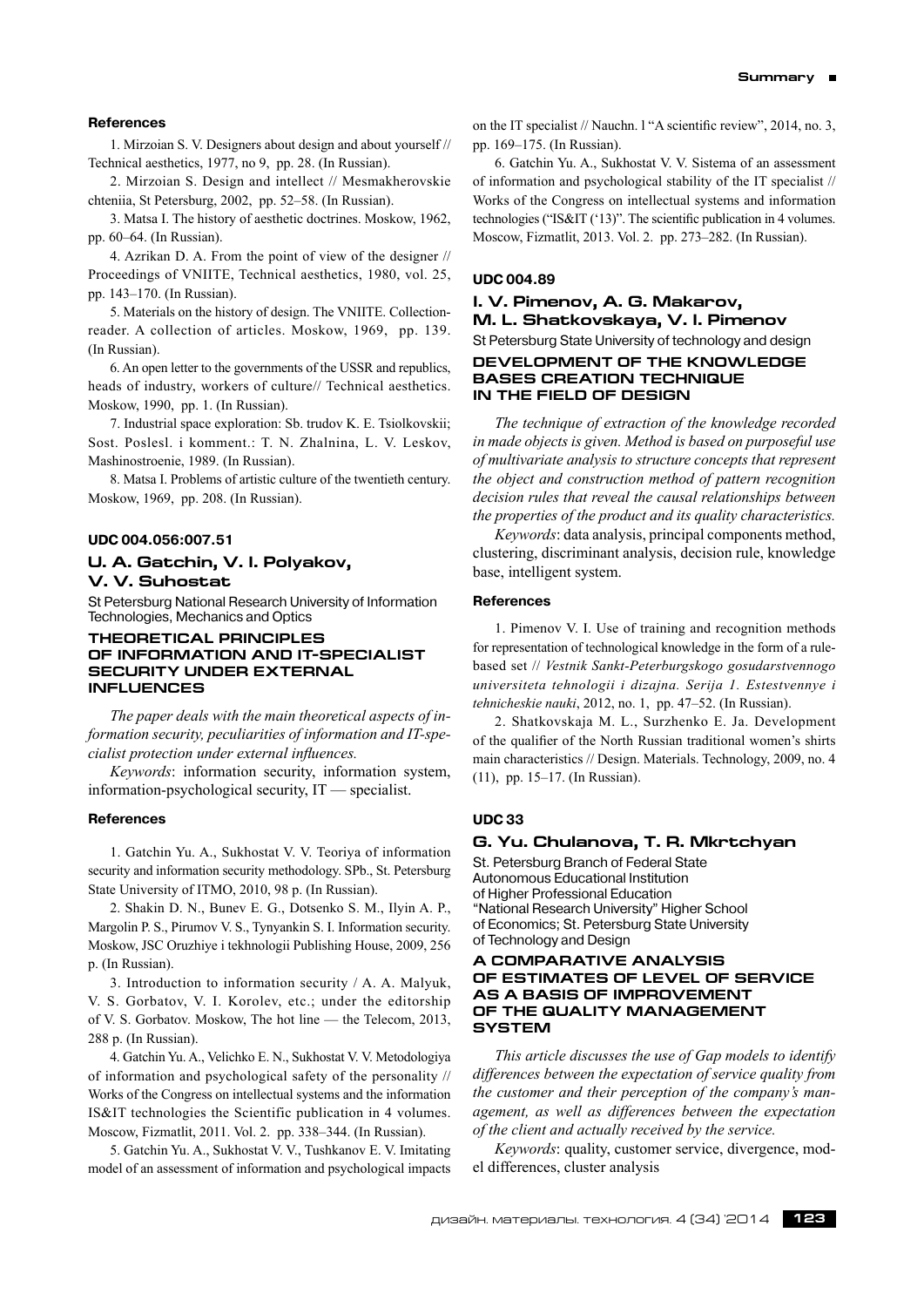#### References

1. Mirzoian S. V. Designers about design and about yourself // Technical aesthetics, 1977, no 9, pp. 28. (In Russian).

2. Mirzoian S. Design and intellect // Mesmakherovskie chteniia, St Petersburg, 2002, pp. 52–58. (In Russian).

3. Matsa I. The history of aesthetic doctrines. Moskow, 1962, pp. 60–64. (In Russian).

4. Azrikan D. A. From the point of view of the designer // Proceedings of VNIITE, Technical aesthetics, 1980, vol. 25, pp. 143–170. (In Russian).

5. Materials on the history of design. The VNIITE. Collection-reader. A collection of articles. Moskow, 1969, pp. 139. (In Russian).

6. An open letter to the governments of the USSR and republics, heads of industry, workers of culture// Technical aesthetics. Moskow, 1990, pp. 1. (In Russian).

7. Industrial space exploration: Sb. trudov K. E. Tsiolkovskii; Sost. Poslesl. i komment.: T. N. Zhalnina, L. V. Leskov, Mashinostroenie, 1989. (In Russian).

8. Matsa I. Problems of artistic culture of the twentieth century. Moskow, 1969, pp. 208. (In Russian).

#### UDC 004.056:007.51

### U. A. Gatchin, V. I. Polyakov, V. V. Suhostat

St Petersburg National Research University of Information Technologies, Mechanics and Optics

### THEORETICAL PRINCIPLES OF INFORMATION AND IT-SPECIALIST SECURITY UNDER EXTERNAL INFLUENCES

*The paper deals with the main theoretical aspects of information security, peculiarities of information and IT-specialist protection under external influences.*

*Keywords*: information security, information system, information-psychological security, IT — specialist.

#### References

1. Gatchin Yu. A., Sukhostat V. V. Teoriya of information security and information security methodology. SPb., St. Petersburg State University of ITMO, 2010, 98 p. (In Russian).

2. Shakin D. N., Bunev E. G., Dotsenko S. M., Ilyin A. P., Margolin P. S., Pirumov V. S., Tynyankin S. I. Information security. Moskow, JSC Oruzhiye i tekhnologii Publishing House, 2009, 256 p. (In Russian).

3. Introduction to information security / A. A. Malyuk, V. S. Gorbatov, V. I. Korolev, etc.; under the editorship of V. S. Gorbatov. Moskow, The hot line — the Telecom, 2013, 288 p. (In Russian).

4. Gatchin Yu. A., Velichko E. N., Sukhostat V. V. Metodologiya of information and psychological safety of the personality // Works of the Congress on intellectual systems and the information IS&IT technologies the Scientific publication in 4 volumes. Moscow, Fizmatlit, 2011. Vol. 2. pp. 338–344. (In Russian).

5. Gatchin Yu. A., Sukhostat V. V., Tushkanov E. V. Imitating model of an assessment of information and psychological impacts on the IT specialist // Nauchn. l "A scientific review", 2014, no. 3, pp. 169–175. (In Russian).

6. Gatchin Yu. A., Sukhostat V. V. Sistema of an assessment of information and psychological stability of the IT specialist // Works of the Congress on intellectual systems and information technologies ("IS&IT ('13)". The scientific publication in 4 volumes. Moscow, Fizmatlit, 2013. Vol. 2. pp. 273–282. (In Russian).

#### UDC 004.89

### I. V. Pimenov, A. G. Makarov, M. L. Shatkovskaya, V. I. Pimenov

St Petersburg State University of technology and design

### DEVELOPMENT OF THE KNOWLEDGE BASES CREATION TECHNIQUE IN THE FIELD OF DESIGN

*The technique of extraction of the knowledge recorded in made objects is given. Method is based on purposeful use of multivariate analysis to structure concepts that represent the object and construction method of pattern recognition decision rules that reveal the causal relationships between the properties of the product and its quality characteristics.*

*Keywords*: data analysis, principal components method, clustering, discriminant analysis, decision rule, knowledge base, intelligent system.

#### References

1. Pimenov V. I. Use of training and recognition methods for representation of technological knowledge in the form of a rule-based set // *Vestnik Sankt-Peterburgskogo gosudarstvennogo universiteta tehnologii i dizajna. Serija 1. Estestvennye i tehnicheskie nauki*, 2012, no. 1, pp. 47–52. (In Russian).

2. Shatkovskaja M. L., Surzhenko E. Ja. Development of the qualifier of the North Russian traditional women's shirts main characteristics // Design. Materials. Technology, 2009, no. 4 (11), pp. 15–17. (In Russian).

#### UDC 33

### G. Yu. Chulanova, T. R. Mkrtchyan

St. Petersburg Branch of Federal State Autonomous Educational Institution of Higher Professional Education "National Research University" Higher School of Economics; St. Petersburg State University of Technology and Design

### A COMPARATIVE ANALYSIS OF ESTIMATES OF LEVEL OF SERVICE AS A BASIS OF IMPROVEMENT OF THE QUALITY MANAGEMENT SYSTEM

*This article discusses the use of Gap models to identify differences between the expectation of service quality from the customer and their perception of the company's management, as well as differences between the expectation of the client and actually received by the service.*

*Keywords*: quality, customer service, divergence, model differences, cluster analysis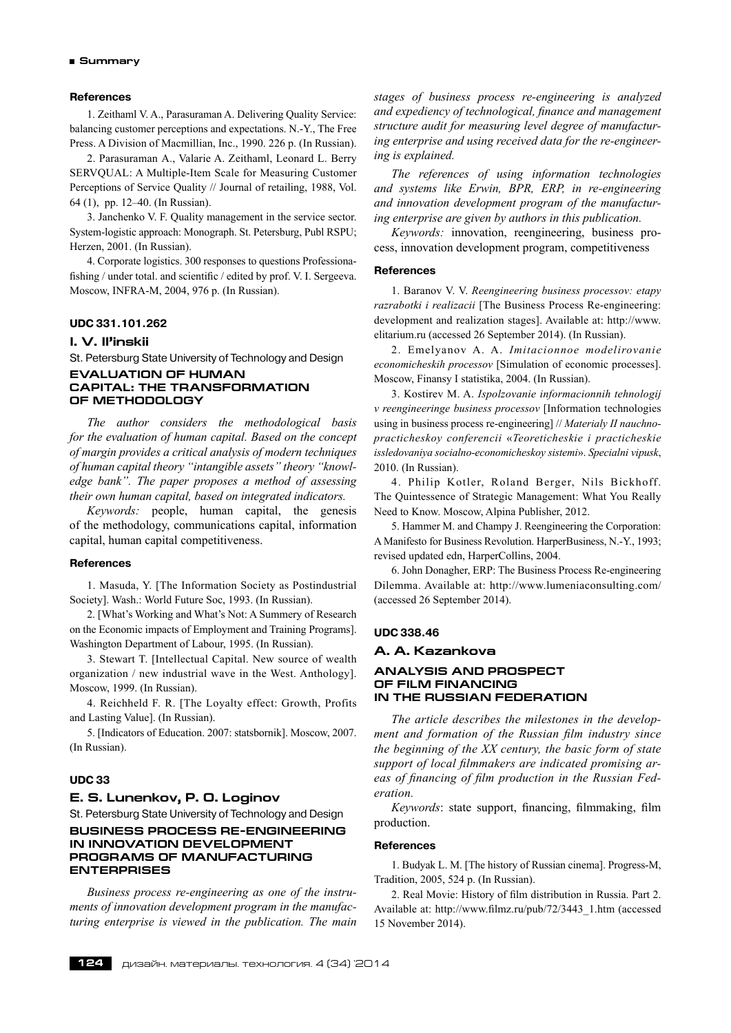#### References

1. Zeithaml V. A., Parasuraman A. Delivering Quality Service: balancing customer perceptions and expectations. N.-Y., The Free Press. A Division of Macmillian, Inc., 1990. 226 p. (In Russian).

2. Parasuraman A., Valarie A. Zeithaml, Leonard L. Berry SERVQUAL: A Multiple-Item Scale for Measuring Customer Perceptions of Service Quality // Journal of retailing, 1988, Vol. 64 (1), pp. 12–40. (In Russian).

3. Janchenko V. F. Quality management in the service sector. System-logistic approach: Monograph. St. Petersburg, Publ RSPU; Herzen, 2001. (In Russian).

4. Corporate logistics. 300 responses to questions Professionafishing / under total. and scientific / edited by prof. V. I. Sergeeva. Moscow, INFRA-M, 2004, 976 p. (In Russian).

#### UDC 331.101.262

### I. V. Il'inskii

St. Petersburg State University of Technology and Design

## EVALUATION OF HUMAN CAPITAL: THE TRANSFORMATION OF METHODOLOGY

*The author considers the methodological basis for the evaluation of human capital. Based on the concept of margin provides a critical analysis of modern techniques of human capital theory "intangible assets" theory "knowledge bank". The paper proposes a method of assessing their own human capital, based on integrated indicators.*

*Keywords:* people, human capital, the genesis of the methodology, communications capital, information capital, human capital competitiveness.

#### References

1. Masuda, Y. [The Information Society as Postindustrial Society]. Wash.: World Future Soc, 1993. (In Russian).

2. [What's Working and What's Not: A Summery of Research on the Economic impacts of Employment and Training Programs]. Washington Department of Labour, 1995. (In Russian).

3. Stewart T. [Intellectual Capital. New source of wealth organization / new industrial wave in the West. Anthology]. Moscow, 1999. (In Russian).

4. Reichheld F. R. [The Loyalty effect: Growth, Profits and Lasting Value]. (In Russian).

5. [Indicators of Education. 2007: statsbornik]. Moscow, 2007. (In Russian).

#### UDC 33

### E. S. Lunenkov, P. O. Loginov

St. Petersburg State University of Technology and Design

## BUSINESS PROCESS RE-ENGINEERING IN INNOVATION DEVELOPMENT PROGRAMS OF MANUFACTURING ENTERPRISES

*Business process re-engineering as one of the instruments of innovation development program in the manufacturing enterprise is viewed in the publication. The main stages of business process re-engineering is analyzed and expediency of technological, finance and management structure audit for measuring level degree of manufacturing enterprise and using received data for the re-engineering is explained.*

*The references of using information technologies and systems like Erwin, BPR, ERP, in re-engineering and innovation development program of the manufacturing enterprise are given by authors in this publication.*

*Keywords:* innovation, reengineering, business process, innovation development program, competitiveness

#### References

1. Baranov V. V. *Reengineering business processov: etapy razrabotki i realizacii* [The Business Process Re-engineering: development and realization stages]. Available at: http://www.elitarium.ru (accessed 26 September 2014). (In Russian).

2. Emelyanov A. A. *Imitacionnoe modelirovanie economicheskih processov* [Simulation of economic processes]. Moscow, Finansy I statistika, 2004. (In Russian).

3. Kostirev M. A. *Ispolzovanie informacionnih tehnologij v reengineeringe business processov* [Information technologies using in business process re-engineering] // *Materialy II nauchno-practicheskoy conferencii «Teoreticheskie i practicheskie issledovaniya socialno-economicheskoy sistemi». Specialni vipusk*, 2010. (In Russian).

4. Philip Kotler, Roland Berger, Nils Bickhoff. The Quintessence of Strategic Management: What You Really Need to Know. Moscow, Alpina Publisher, 2012.

5. Hammer M. and Champy J. Reengineering the Corporation: A Manifesto for Business Revolution. HarperBusiness, N.-Y., 1993; revised updated edn, HarperCollins, 2004.

6. John Donagher, ERP: The Business Process Re-engineering Dilemma. Available at: http://www.lumeniaconsulting.com/ (accessed 26 September 2014).

#### UDC 338.46

### A. A. Kazankova

## ANALYSIS AND PROSPECT OF FILM FINANCING IN THE RUSSIAN FEDERATION

*The article describes the milestones in the development and formation of the Russian film industry since the beginning of the XX century, the basic form of state support of local filmmakers are indicated promising areas of financing of film production in the Russian Federation.*

*Keywords*: state support, financing, filmmaking, film production.

#### References

1. Budyak L. M. [The history of Russian cinema]. Progress-M, Tradition, 2005, 524 p. (In Russian).

2. Real Movie: History of film distribution in Russia. Part 2. Available at: http://www.filmz.ru/pub/72/3443_1.htm (accessed 15 November 2014).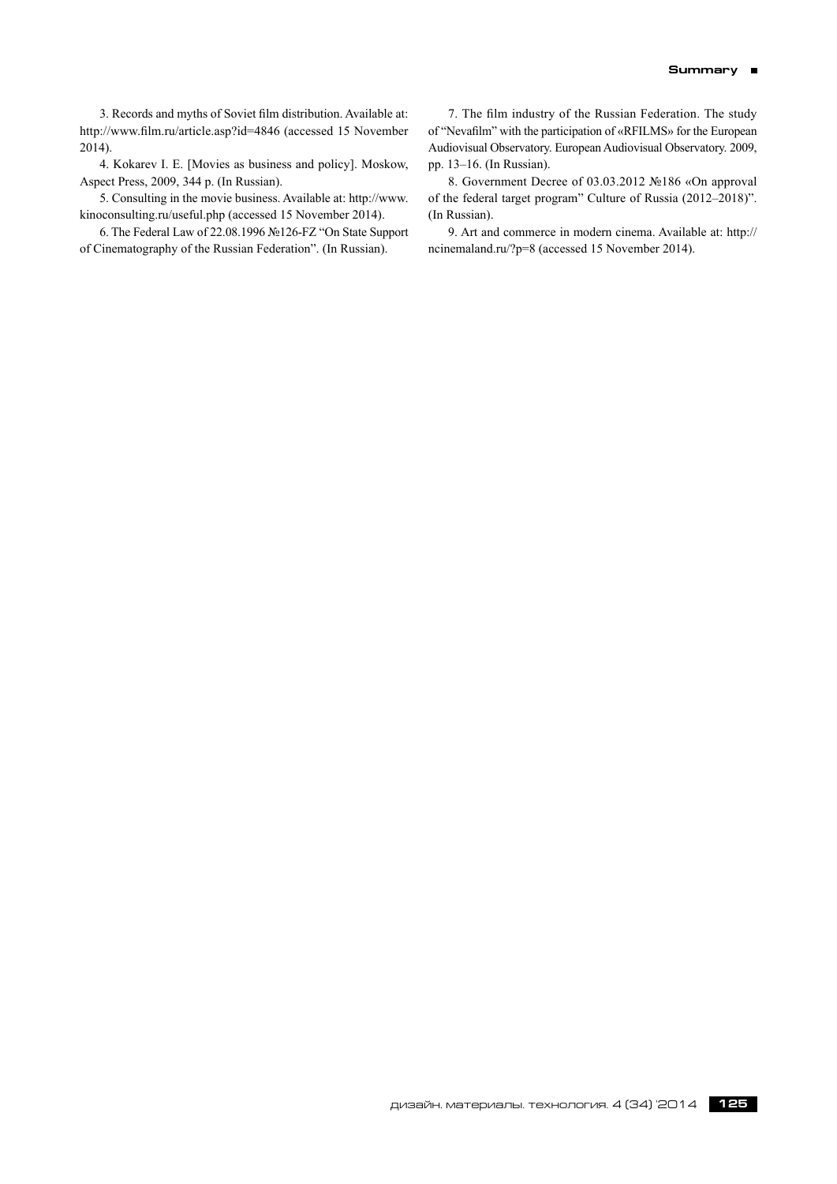3. Records and myths of Soviet film distribution. Available at: http://www.film.ru/article.asp?id=4846 (accessed 15 November 2014).

4. Kokarev I. E. [Movies as business and policy]. Moskow, Aspect Press, 2009, 344 p. (In Russian).

5. Consulting in the movie business. Available at: http://www.kinoconsulting.ru/useful.php (accessed 15 November 2014).

6. The Federal Law of 22.08.1996 №126-FZ "On State Support of Cinematography of the Russian Federation". (In Russian).

7. The film industry of the Russian Federation. The study of "Nevafilm" with the participation of «RFILMS» for the European Audiovisual Observatory. European Audiovisual Observatory. 2009, pp. 13–16. (In Russian).

8. Government Decree of 03.03.2012 №186 «On approval of the federal target program" Culture of Russia (2012–2018)". (In Russian).

9. Art and commerce in modern cinema. Available at: http://ncinemaland.ru/?p=8 (accessed 15 November 2014).